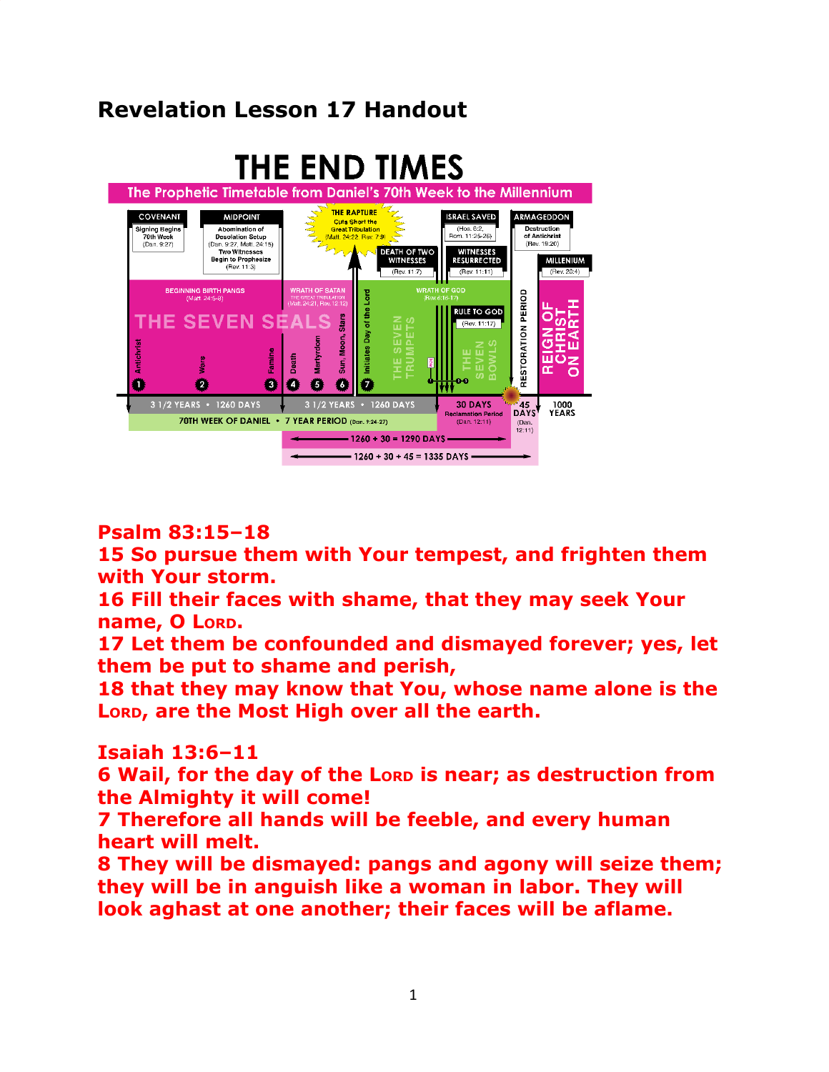# Revelation Lesson 17 Handout

## THE END TIMES

**The Prophetic Timetable from Daniel's 70th Week to the Millennium**

COVENANT — Signing Begins 70th Week (Dan. 9:27)

MIDPOINT — Abomination of Desolation Setup (Dan. 9:27, Matt. 24:15) Two Witnesses Begin to Prophesize (Rev. 11:3)

THE RAPTURE — Cuts Short the Great Tribulation (Matt. 24:22, Rev. 7:9)

DEATH OF TWO WITNESSES (Rev. 11:7)

ISRAEL SAVED (Hos. 6:2, Rom. 11:25-26)

WITNESSES RESURRECTED (Rev. 11:11)

ARMAGEDDON — Destruction of Antichrist (Rev. 19:20)

MILLENIUM (Rev. 20:4)

BEGINNING BIRTH PANGS (Matt. 24:5-8)

WRATH OF SATAN — THE GREAT TRIBULATION (Matt. 24:21, Rev. 12:12)

WRATH OF GOD (Rev. 6:16-17)

RULE TO GOD (Rev. 11:17)

THE SEVEN SEALS: 1 Antichrist, 2 Wars, 3 Famine, 4 Death, 5 Martyrdom, 6 Sun, Moon, Stars, 7 Initiates Day of the Lord

THE SEVEN TRUMPETS

THE SEVEN BOWLS

RESTORATION PERIOD

REIGN OF CHRIST ON EARTH

3 1/2 YEARS • 1260 DAYS | 3 1/2 YEARS • 1260 DAYS | 30 DAYS Reclamation Period (Dan. 12:11) | 45 DAYS (Dan. 12:11) | 1000 YEARS

70TH WEEK OF DANIEL • 7 YEAR PERIOD (Dan. 9:24-27)

1260 + 30 = 1290 DAYS

1260 + 30 + 45 = 1335 DAYS

**Psalm 83:15–18**
**15 So pursue them with Your tempest, and frighten them with Your storm.**
**16 Fill their faces with shame, that they may seek Your name, O LORD.**
**17 Let them be confounded and dismayed forever; yes, let them be put to shame and perish,**
**18 that they may know that You, whose name alone is the LORD, are the Most High over all the earth.**

**Isaiah 13:6–11**
**6 Wail, for the day of the LORD is near; as destruction from the Almighty it will come!**
**7 Therefore all hands will be feeble, and every human heart will melt.**
**8 They will be dismayed: pangs and agony will seize them; they will be in anguish like a woman in labor. They will look aghast at one another; their faces will be aflame.**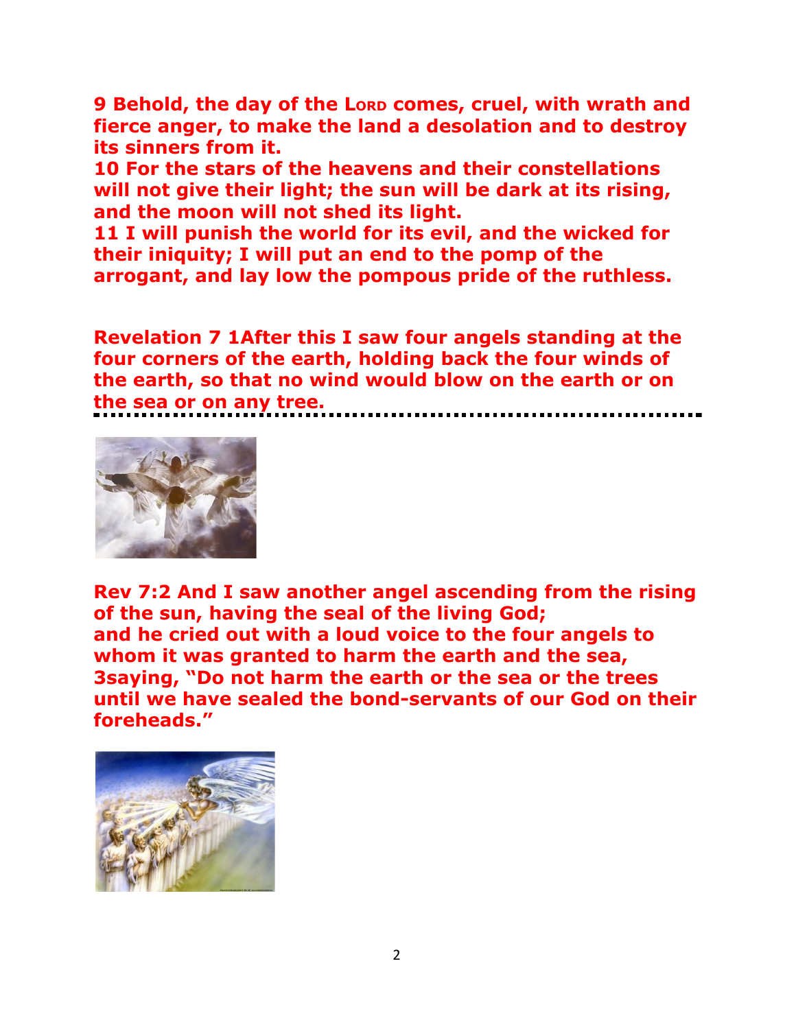**9 Behold, the day of the LORD comes, cruel, with wrath and fierce anger, to make the land a desolation and to destroy its sinners from it.**
**10 For the stars of the heavens and their constellations will not give their light; the sun will be dark at its rising, and the moon will not shed its light.**
**11 I will punish the world for its evil, and the wicked for their iniquity; I will put an end to the pomp of the arrogant, and lay low the pompous pride of the ruthless.**

**Revelation 7 1After this I saw four angels standing at the four corners of the earth, holding back the four winds of the earth, so that no wind would blow on the earth or on the sea or on any tree.**

---

**Rev 7:2 And I saw another angel ascending from the rising of the sun, having the seal of the living God; and he cried out with a loud voice to the four angels to whom it was granted to harm the earth and the sea, 3saying, "Do not harm the earth or the sea or the trees until we have sealed the bond-servants of our God on their foreheads."**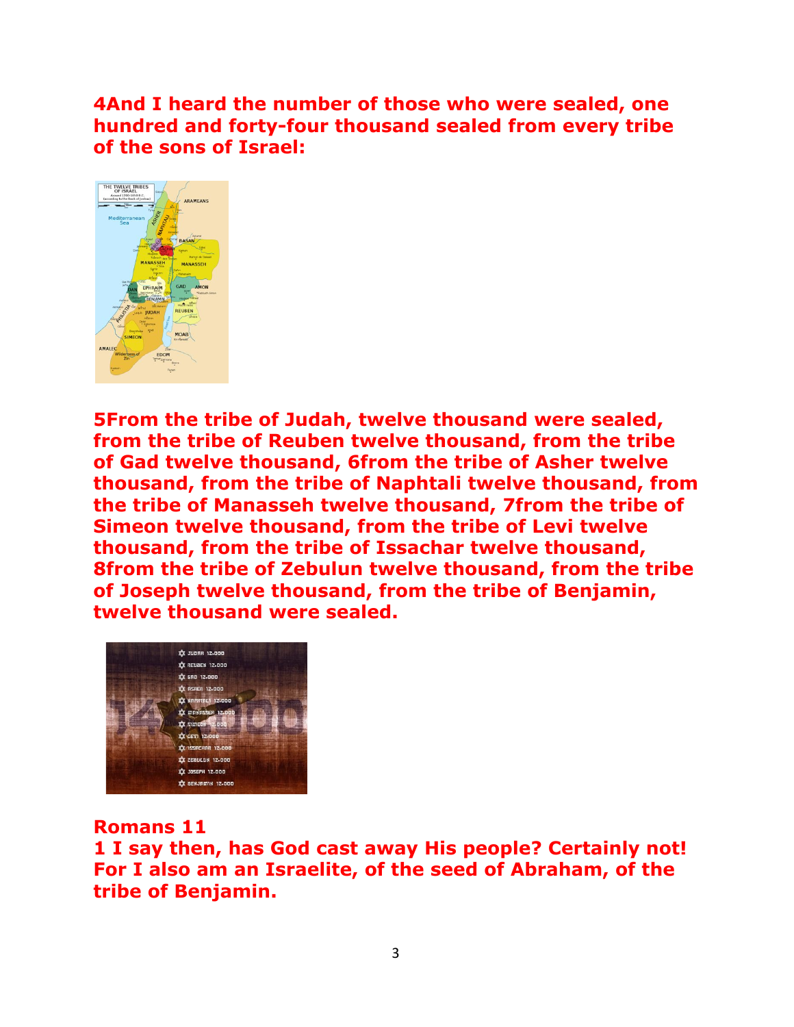**4And I heard the number of those who were sealed, one hundred and forty-four thousand sealed from every tribe of the sons of Israel:**

**5From the tribe of Judah, twelve thousand were sealed, from the tribe of Reuben twelve thousand, from the tribe of Gad twelve thousand, 6from the tribe of Asher twelve thousand, from the tribe of Naphtali twelve thousand, from the tribe of Manasseh twelve thousand, 7from the tribe of Simeon twelve thousand, from the tribe of Levi twelve thousand, from the tribe of Issachar twelve thousand, 8from the tribe of Zebulun twelve thousand, from the tribe of Joseph twelve thousand, from the tribe of Benjamin, twelve thousand were sealed.**

**Romans 11**

**1 I say then, has God cast away His people? Certainly not! For I also am an Israelite, of the seed of Abraham, of the tribe of Benjamin.**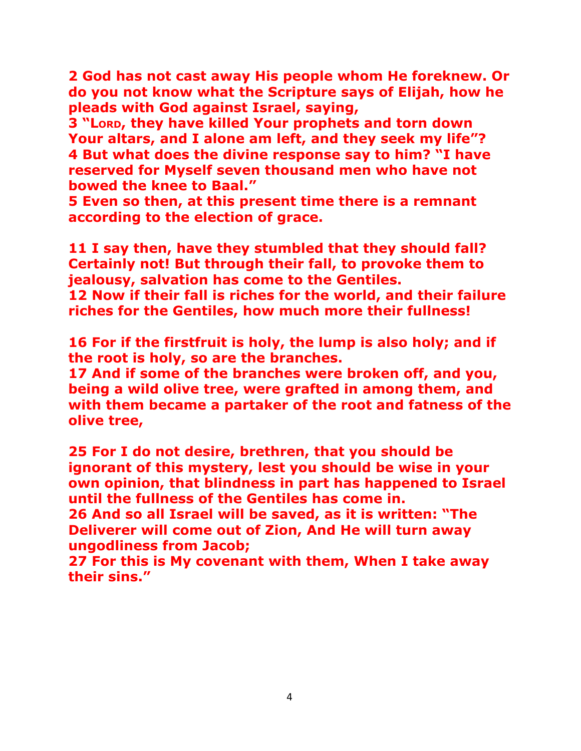**2 God has not cast away His people whom He foreknew. Or do you not know what the Scripture says of Elijah, how he pleads with God against Israel, saying,**
**3 "LORD, they have killed Your prophets and torn down Your altars, and I alone am left, and they seek my life"?**
**4 But what does the divine response say to him? "I have reserved for Myself seven thousand men who have not bowed the knee to Baal."**
**5 Even so then, at this present time there is a remnant according to the election of grace.**

**11 I say then, have they stumbled that they should fall? Certainly not! But through their fall, to provoke them to jealousy, salvation has come to the Gentiles.**
**12 Now if their fall is riches for the world, and their failure riches for the Gentiles, how much more their fullness!**

**16 For if the firstfruit is holy, the lump is also holy; and if the root is holy, so are the branches.**
**17 And if some of the branches were broken off, and you, being a wild olive tree, were grafted in among them, and with them became a partaker of the root and fatness of the olive tree,**

**25 For I do not desire, brethren, that you should be ignorant of this mystery, lest you should be wise in your own opinion, that blindness in part has happened to Israel until the fullness of the Gentiles has come in.**
**26 And so all Israel will be saved, as it is written: "The Deliverer will come out of Zion, And He will turn away ungodliness from Jacob;**
**27 For this is My covenant with them, When I take away their sins."**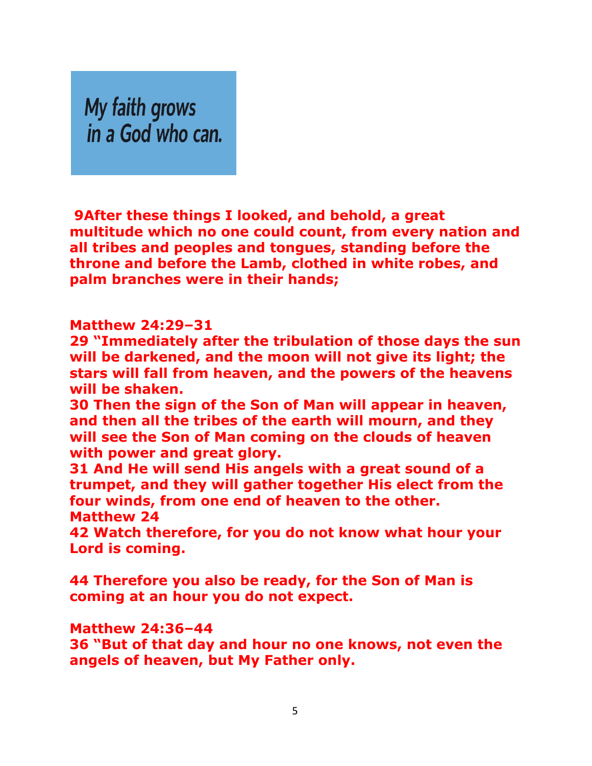My faith grows in a God who can.

**9After these things I looked, and behold, a great multitude which no one could count, from every nation and all tribes and peoples and tongues, standing before the throne and before the Lamb, clothed in white robes, and palm branches were in their hands;**

**Matthew 24:29–31**
**29 "Immediately after the tribulation of those days the sun will be darkened, and the moon will not give its light; the stars will fall from heaven, and the powers of the heavens will be shaken.**
**30 Then the sign of the Son of Man will appear in heaven, and then all the tribes of the earth will mourn, and they will see the Son of Man coming on the clouds of heaven with power and great glory.**
**31 And He will send His angels with a great sound of a trumpet, and they will gather together His elect from the four winds, from one end of heaven to the other.**
**Matthew 24**
**42 Watch therefore, for you do not know what hour your Lord is coming.**

**44 Therefore you also be ready, for the Son of Man is coming at an hour you do not expect.**

**Matthew 24:36–44**
**36 "But of that day and hour no one knows, not even the angels of heaven, but My Father only.**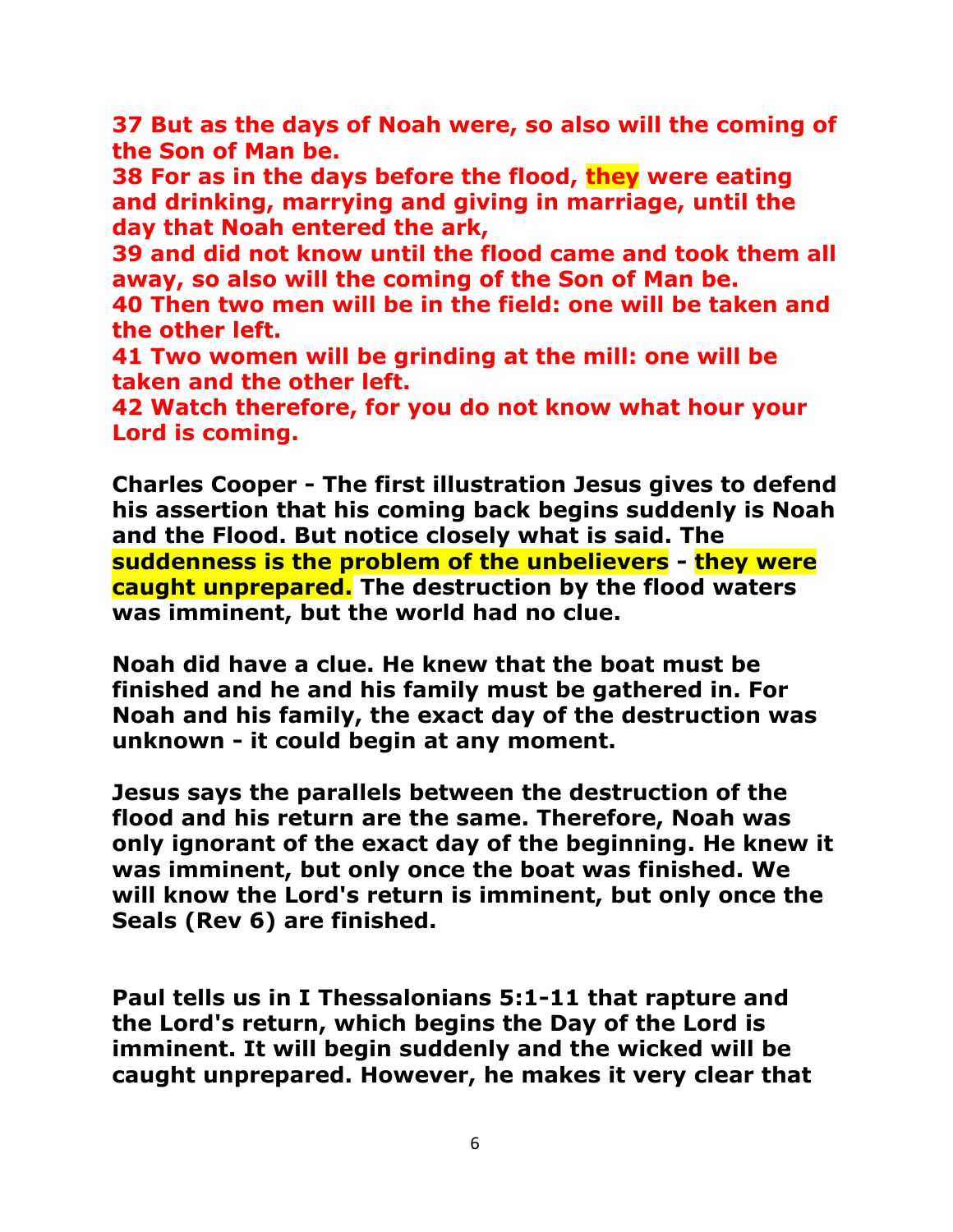**37 But as the days of Noah were, so also will the coming of the Son of Man be.**
**38 For as in the days before the flood, they were eating and drinking, marrying and giving in marriage, until the day that Noah entered the ark,**
**39 and did not know until the flood came and took them all away, so also will the coming of the Son of Man be.**
**40 Then two men will be in the field: one will be taken and the other left.**
**41 Two women will be grinding at the mill: one will be taken and the other left.**
**42 Watch therefore, for you do not know what hour your Lord is coming.**

**Charles Cooper - The first illustration Jesus gives to defend his assertion that his coming back begins suddenly is Noah and the Flood. But notice closely what is said. The suddenness is the problem of the unbelievers - they were caught unprepared. The destruction by the flood waters was imminent, but the world had no clue.**

**Noah did have a clue. He knew that the boat must be finished and he and his family must be gathered in. For Noah and his family, the exact day of the destruction was unknown - it could begin at any moment.**

**Jesus says the parallels between the destruction of the flood and his return are the same. Therefore, Noah was only ignorant of the exact day of the beginning. He knew it was imminent, but only once the boat was finished. We will know the Lord's return is imminent, but only once the Seals (Rev 6) are finished.**

**Paul tells us in I Thessalonians 5:1-11 that rapture and the Lord's return, which begins the Day of the Lord is imminent. It will begin suddenly and the wicked will be caught unprepared. However, he makes it very clear that**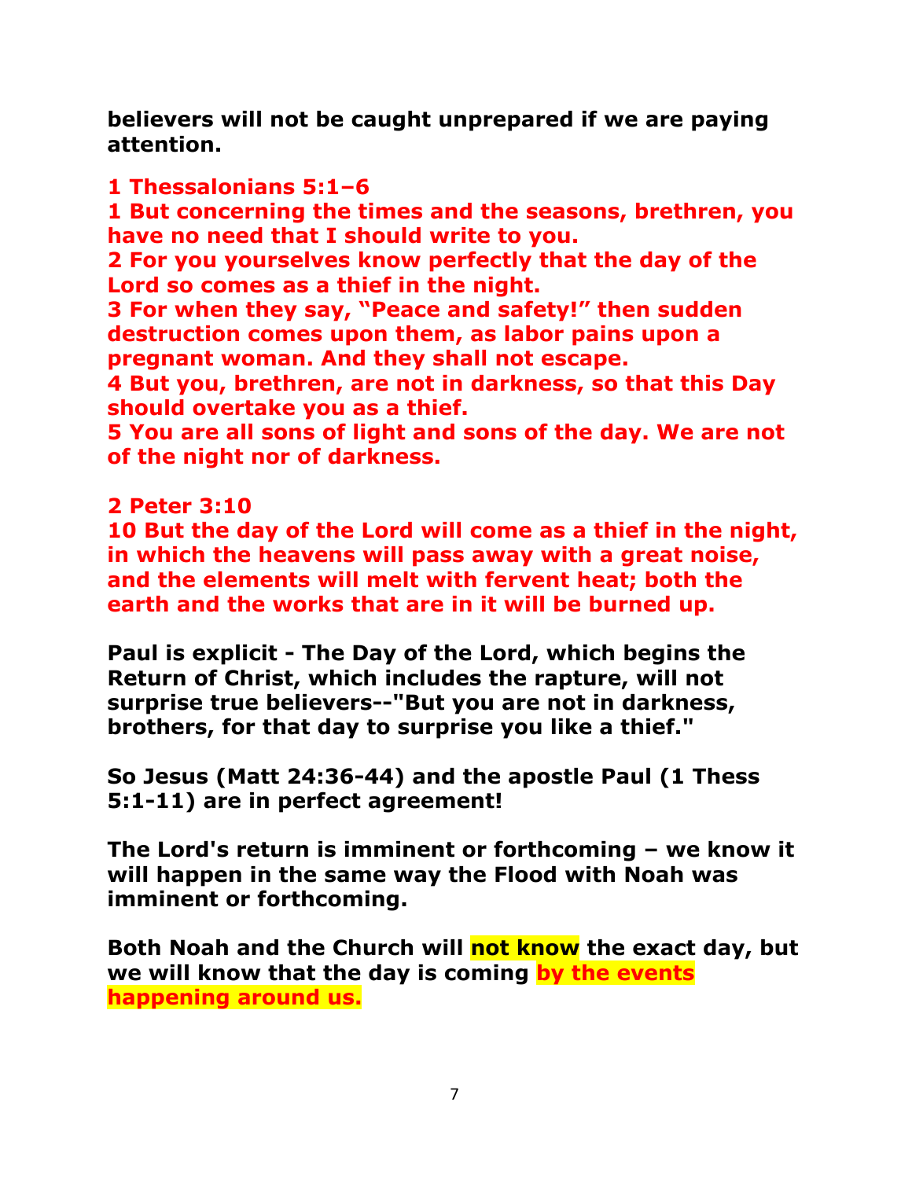**believers will not be caught unprepared if we are paying attention.**

**1 Thessalonians 5:1–6**
**1 But concerning the times and the seasons, brethren, you have no need that I should write to you.**
**2 For you yourselves know perfectly that the day of the Lord so comes as a thief in the night.**
**3 For when they say, "Peace and safety!" then sudden destruction comes upon them, as labor pains upon a pregnant woman. And they shall not escape.**
**4 But you, brethren, are not in darkness, so that this Day should overtake you as a thief.**
**5 You are all sons of light and sons of the day. We are not of the night nor of darkness.**

**2 Peter 3:10**
**10 But the day of the Lord will come as a thief in the night, in which the heavens will pass away with a great noise, and the elements will melt with fervent heat; both the earth and the works that are in it will be burned up.**

**Paul is explicit - The Day of the Lord, which begins the Return of Christ, which includes the rapture, will not surprise true believers--"But you are not in darkness, brothers, for that day to surprise you like a thief."**

**So Jesus (Matt 24:36-44) and the apostle Paul (1 Thess 5:1-11) are in perfect agreement!**

**The Lord's return is imminent or forthcoming – we know it will happen in the same way the Flood with Noah was imminent or forthcoming.**

**Both Noah and the Church will not know the exact day, but we will know that the day is coming by the events happening around us.**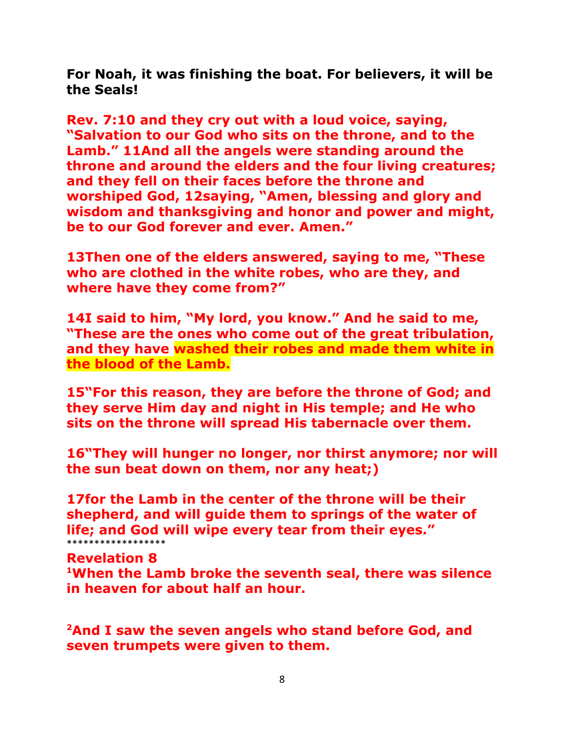**For Noah, it was finishing the boat. For believers, it will be the Seals!**

**Rev. 7:10 and they cry out with a loud voice, saying, "Salvation to our God who sits on the throne, and to the Lamb." 11And all the angels were standing around the throne and around the elders and the four living creatures; and they fell on their faces before the throne and worshiped God, 12saying, "Amen, blessing and glory and wisdom and thanksgiving and honor and power and might, be to our God forever and ever. Amen."**

**13Then one of the elders answered, saying to me, "These who are clothed in the white robes, who are they, and where have they come from?"**

**14I said to him, "My lord, you know." And he said to me, "These are the ones who come out of the great tribulation, and they have washed their robes and made them white in the blood of the Lamb.**

**15"For this reason, they are before the throne of God; and they serve Him day and night in His temple; and He who sits on the throne will spread His tabernacle over them.**

**16"They will hunger no longer, nor thirst anymore; nor will the sun beat down on them, nor any heat;)**

**17for the Lamb in the center of the throne will be their shepherd, and will guide them to springs of the water of life; and God will wipe every tear from their eyes."**

******************

**Revelation 8**

**[1]When the Lamb broke the seventh seal, there was silence in heaven for about half an hour.**

**[2]And I saw the seven angels who stand before God, and seven trumpets were given to them.**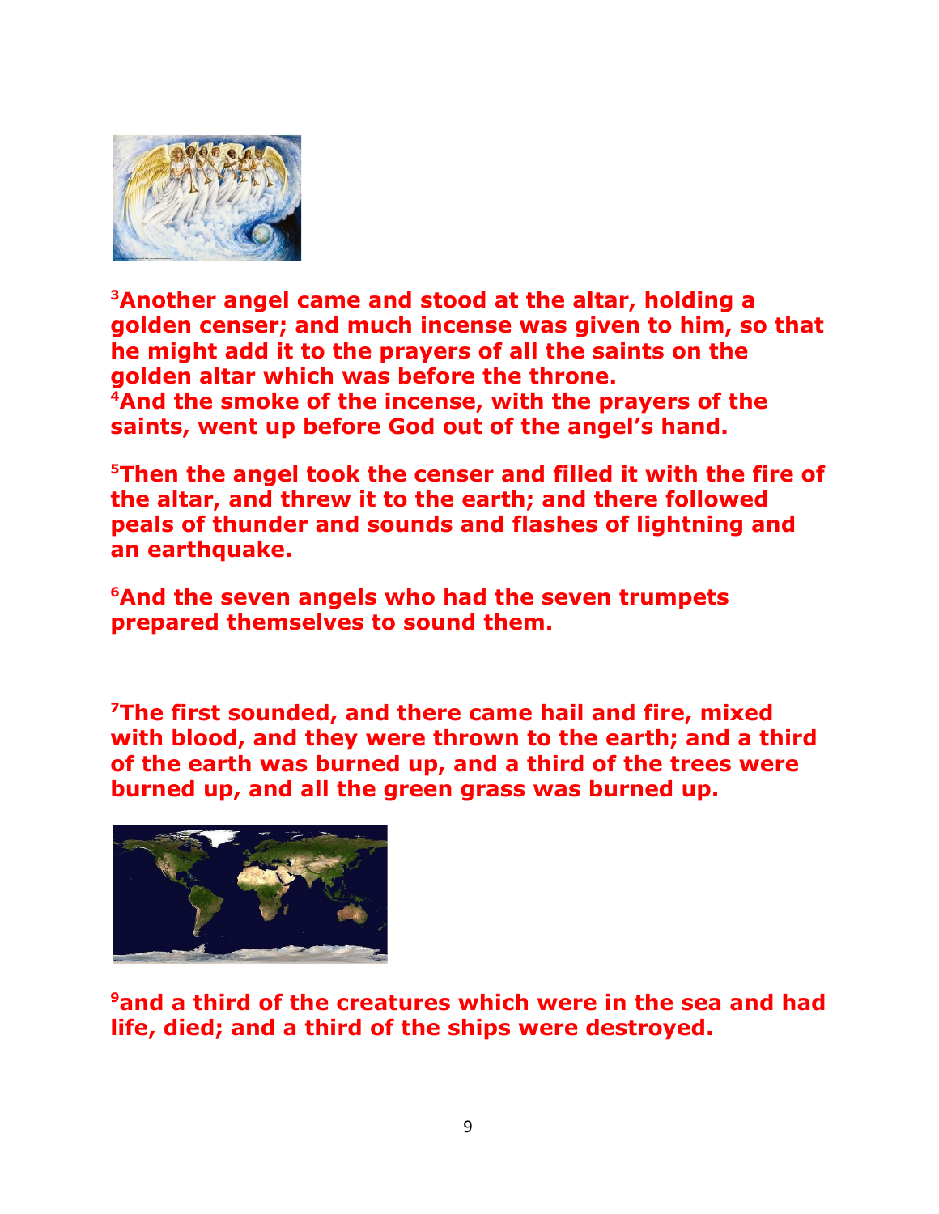**[3]Another angel came and stood at the altar, holding a golden censer; and much incense was given to him, so that he might add it to the prayers of all the saints on the golden altar which was before the throne.**
**[4]And the smoke of the incense, with the prayers of the saints, went up before God out of the angel's hand.**

**[5]Then the angel took the censer and filled it with the fire of the altar, and threw it to the earth; and there followed peals of thunder and sounds and flashes of lightning and an earthquake.**

**[6]And the seven angels who had the seven trumpets prepared themselves to sound them.**

**[7]The first sounded, and there came hail and fire, mixed with blood, and they were thrown to the earth; and a third of the earth was burned up, and a third of the trees were burned up, and all the green grass was burned up.**

**[9]and a third of the creatures which were in the sea and had life, died; and a third of the ships were destroyed.**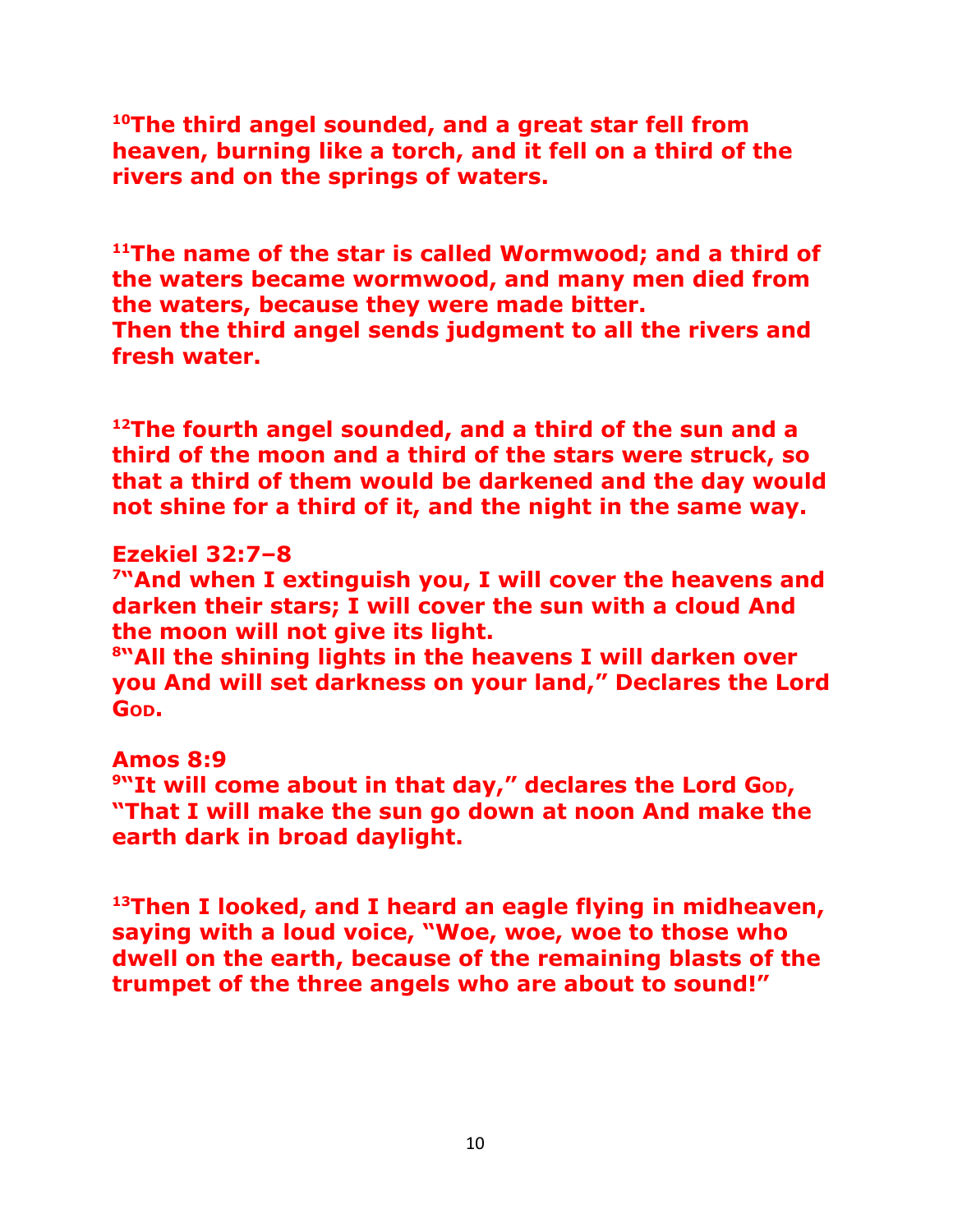**[10]The third angel sounded, and a great star fell from heaven, burning like a torch, and it fell on a third of the rivers and on the springs of waters.**

**[11]The name of the star is called Wormwood; and a third of the waters became wormwood, and many men died from the waters, because they were made bitter.**
**Then the third angel sends judgment to all the rivers and fresh water.**

**[12]The fourth angel sounded, and a third of the sun and a third of the moon and a third of the stars were struck, so that a third of them would be darkened and the day would not shine for a third of it, and the night in the same way.**

**Ezekiel 32:7–8**
**[7]"And when I extinguish you, I will cover the heavens and darken their stars; I will cover the sun with a cloud And the moon will not give its light.**
**[8]"All the shining lights in the heavens I will darken over you And will set darkness on your land," Declares the Lord GOD.**

**Amos 8:9**
**[9]"It will come about in that day," declares the Lord GOD, "That I will make the sun go down at noon And make the earth dark in broad daylight.**

**[13]Then I looked, and I heard an eagle flying in midheaven, saying with a loud voice, "Woe, woe, woe to those who dwell on the earth, because of the remaining blasts of the trumpet of the three angels who are about to sound!"**